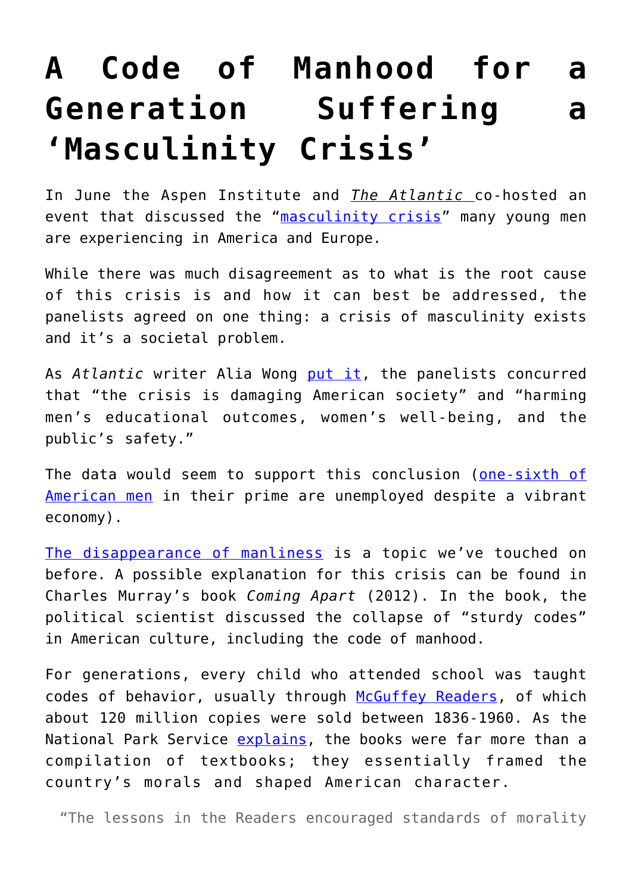# A Code of Manhood for a Generation Suffering a 'Masculinity Crisis'

In June the Aspen Institute and *The Atlantic* co-hosted an event that discussed the "masculinity crisis" many young men are experiencing in America and Europe.

While there was much disagreement as to what is the root cause of this crisis is and how it can best be addressed, the panelists agreed on one thing: a crisis of masculinity exists and it's a societal problem.

As *Atlantic* writer Alia Wong put it, the panelists concurred that "the crisis is damaging American society" and "harming men's educational outcomes, women's well-being, and the public's safety."

The data would seem to support this conclusion (one-sixth of American men in their prime are unemployed despite a vibrant economy).

The disappearance of manliness is a topic we've touched on before. A possible explanation for this crisis can be found in Charles Murray's book *Coming Apart* (2012). In the book, the political scientist discussed the collapse of "sturdy codes" in American culture, including the code of manhood.

For generations, every child who attended school was taught codes of behavior, usually through McGuffey Readers, of which about 120 million copies were sold between 1836-1960. As the National Park Service explains, the books were far more than a compilation of textbooks; they essentially framed the country's morals and shaped American character.

> "The lessons in the Readers encouraged standards of morality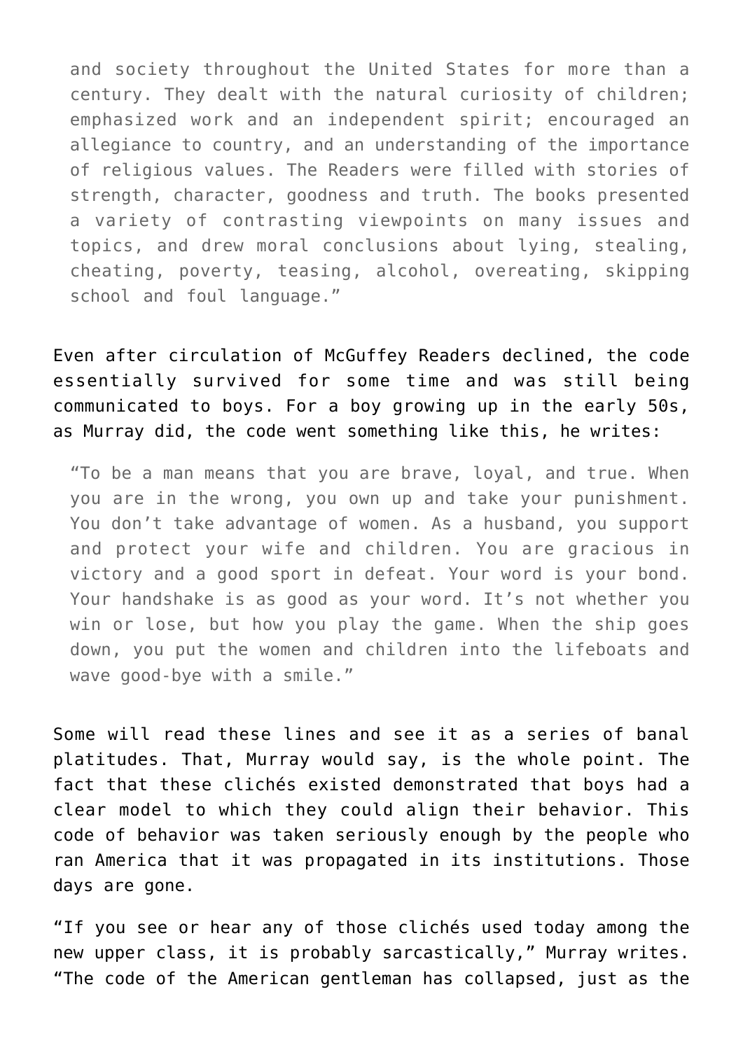> and society throughout the United States for more than a century. They dealt with the natural curiosity of children; emphasized work and an independent spirit; encouraged an allegiance to country, and an understanding of the importance of religious values. The Readers were filled with stories of strength, character, goodness and truth. The books presented a variety of contrasting viewpoints on many issues and topics, and drew moral conclusions about lying, stealing, cheating, poverty, teasing, alcohol, overeating, skipping school and foul language."

Even after circulation of McGuffey Readers declined, the code essentially survived for some time and was still being communicated to boys. For a boy growing up in the early 50s, as Murray did, the code went something like this, he writes:

> "To be a man means that you are brave, loyal, and true. When you are in the wrong, you own up and take your punishment. You don't take advantage of women. As a husband, you support and protect your wife and children. You are gracious in victory and a good sport in defeat. Your word is your bond. Your handshake is as good as your word. It's not whether you win or lose, but how you play the game. When the ship goes down, you put the women and children into the lifeboats and wave good-bye with a smile."

Some will read these lines and see it as a series of banal platitudes. That, Murray would say, is the whole point. The fact that these clichés existed demonstrated that boys had a clear model to which they could align their behavior. This code of behavior was taken seriously enough by the people who ran America that it was propagated in its institutions. Those days are gone.

"If you see or hear any of those clichés used today among the new upper class, it is probably sarcastically," Murray writes. "The code of the American gentleman has collapsed, just as the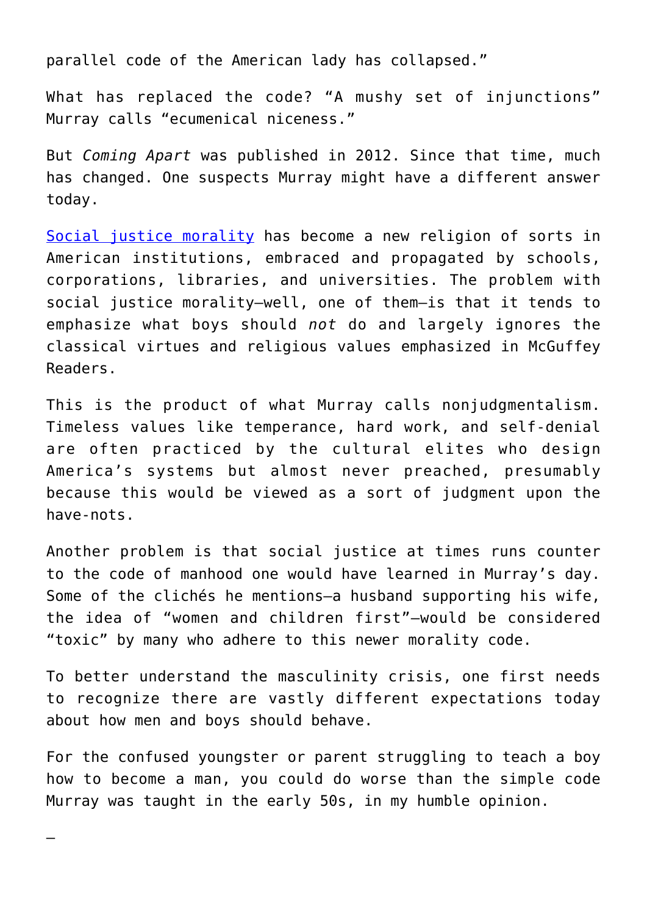parallel code of the American lady has collapsed."

What has replaced the code? "A mushy set of injunctions" Murray calls "ecumenical niceness."

But *Coming Apart* was published in 2012. Since that time, much has changed. One suspects Murray might have a different answer today.

Social justice morality has become a new religion of sorts in American institutions, embraced and propagated by schools, corporations, libraries, and universities. The problem with social justice morality—well, one of them—is that it tends to emphasize what boys should *not* do and largely ignores the classical virtues and religious values emphasized in McGuffey Readers.

This is the product of what Murray calls nonjudgmentalism. Timeless values like temperance, hard work, and self-denial are often practiced by the cultural elites who design America's systems but almost never preached, presumably because this would be viewed as a sort of judgment upon the have-nots.

Another problem is that social justice at times runs counter to the code of manhood one would have learned in Murray's day. Some of the clichés he mentions—a husband supporting his wife, the idea of "women and children first"—would be considered "toxic" by many who adhere to this newer morality code.

To better understand the masculinity crisis, one first needs to recognize there are vastly different expectations today about how men and boys should behave.

For the confused youngster or parent struggling to teach a boy how to become a man, you could do worse than the simple code Murray was taught in the early 50s, in my humble opinion.

—